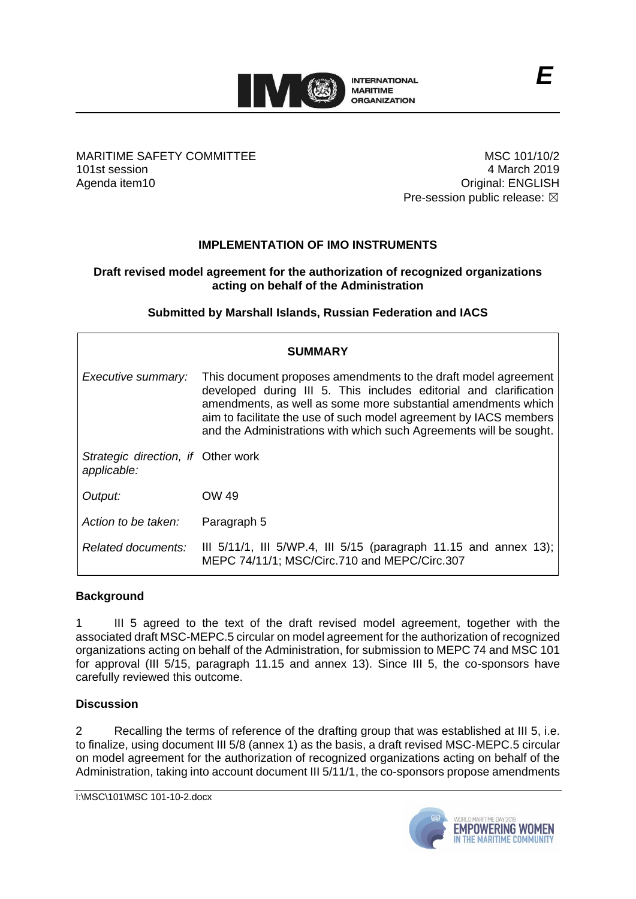MARITIME SAFETY COMMITTEE
101st session
Agenda item10

MSC 101/10/2
4 March 2019
Original: ENGLISH
Pre-session public release: ☒

## IMPLEMENTATION OF IMO INSTRUMENTS

### Draft revised model agreement for the authorization of recognized organizations acting on behalf of the Administration

**Submitted by Marshall Islands, Russian Federation and IACS**

| SUMMARY | |
|---|---|
| *Executive summary:* | This document proposes amendments to the draft model agreement developed during III 5. This includes editorial and clarification amendments, as well as some more substantial amendments which aim to facilitate the use of such model agreement by IACS members and the Administrations with which such Agreements will be sought. |
| *Strategic direction, if applicable:* | Other work |
| *Output:* | OW 49 |
| *Action to be taken:* | Paragraph 5 |
| *Related documents:* | III 5/11/1, III 5/WP.4, III 5/15 (paragraph 11.15 and annex 13); MEPC 74/11/1; MSC/Circ.710 and MEPC/Circ.307 |

### Background

1 III 5 agreed to the text of the draft revised model agreement, together with the associated draft MSC-MEPC.5 circular on model agreement for the authorization of recognized organizations acting on behalf of the Administration, for submission to MEPC 74 and MSC 101 for approval (III 5/15, paragraph 11.15 and annex 13). Since III 5, the co-sponsors have carefully reviewed this outcome.

### Discussion

2 Recalling the terms of reference of the drafting group that was established at III 5, i.e. to finalize, using document III 5/8 (annex 1) as the basis, a draft revised MSC-MEPC.5 circular on model agreement for the authorization of recognized organizations acting on behalf of the Administration, taking into account document III 5/11/1, the co-sponsors propose amendments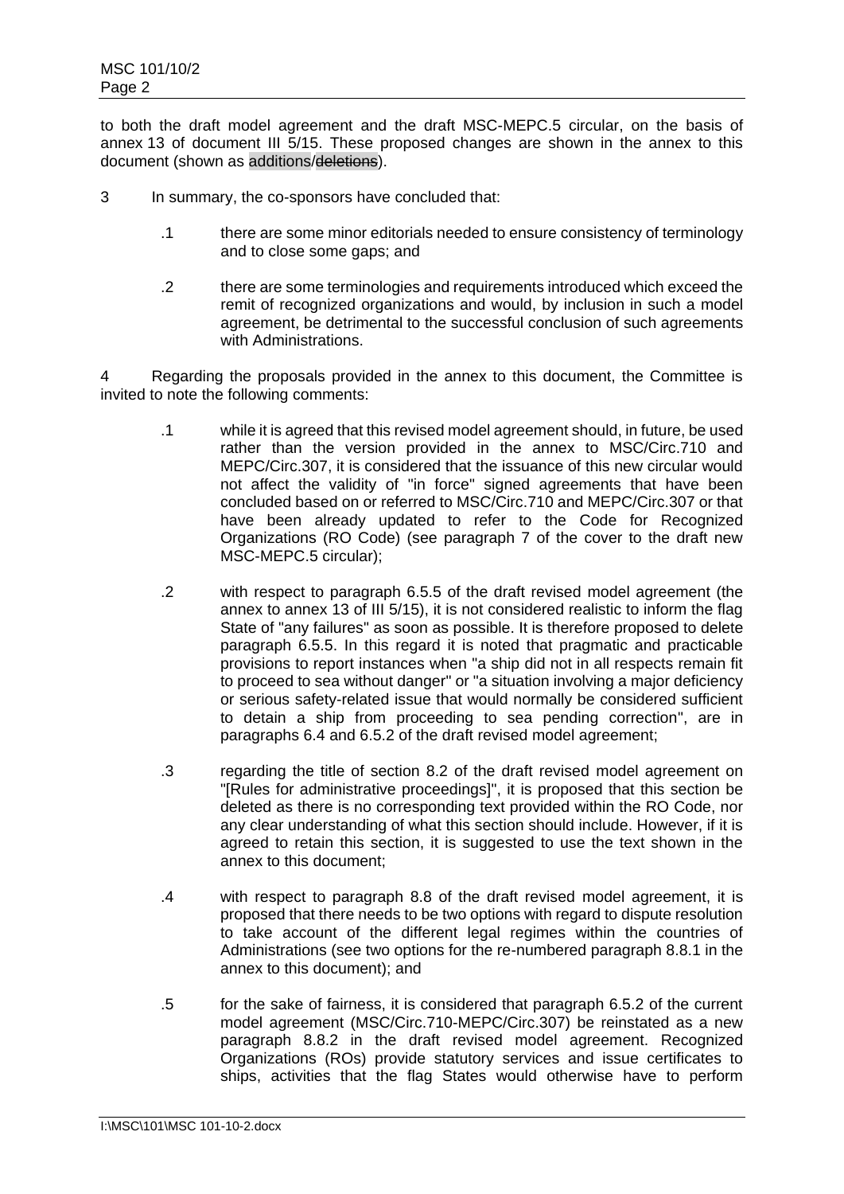to both the draft model agreement and the draft MSC-MEPC.5 circular, on the basis of annex 13 of document III 5/15. These proposed changes are shown in the annex to this document (shown as additions/~~deletions~~).

3 In summary, the co-sponsors have concluded that:

.1 there are some minor editorials needed to ensure consistency of terminology and to close some gaps; and

.2 there are some terminologies and requirements introduced which exceed the remit of recognized organizations and would, by inclusion in such a model agreement, be detrimental to the successful conclusion of such agreements with Administrations.

4 Regarding the proposals provided in the annex to this document, the Committee is invited to note the following comments:

.1 while it is agreed that this revised model agreement should, in future, be used rather than the version provided in the annex to MSC/Circ.710 and MEPC/Circ.307, it is considered that the issuance of this new circular would not affect the validity of "in force" signed agreements that have been concluded based on or referred to MSC/Circ.710 and MEPC/Circ.307 or that have been already updated to refer to the Code for Recognized Organizations (RO Code) (see paragraph 7 of the cover to the draft new MSC-MEPC.5 circular);

.2 with respect to paragraph 6.5.5 of the draft revised model agreement (the annex to annex 13 of III 5/15), it is not considered realistic to inform the flag State of "any failures" as soon as possible. It is therefore proposed to delete paragraph 6.5.5. In this regard it is noted that pragmatic and practicable provisions to report instances when "a ship did not in all respects remain fit to proceed to sea without danger" or "a situation involving a major deficiency or serious safety-related issue that would normally be considered sufficient to detain a ship from proceeding to sea pending correction", are in paragraphs 6.4 and 6.5.2 of the draft revised model agreement;

.3 regarding the title of section 8.2 of the draft revised model agreement on "[Rules for administrative proceedings]", it is proposed that this section be deleted as there is no corresponding text provided within the RO Code, nor any clear understanding of what this section should include. However, if it is agreed to retain this section, it is suggested to use the text shown in the annex to this document;

.4 with respect to paragraph 8.8 of the draft revised model agreement, it is proposed that there needs to be two options with regard to dispute resolution to take account of the different legal regimes within the countries of Administrations (see two options for the re-numbered paragraph 8.8.1 in the annex to this document); and

.5 for the sake of fairness, it is considered that paragraph 6.5.2 of the current model agreement (MSC/Circ.710-MEPC/Circ.307) be reinstated as a new paragraph 8.8.2 in the draft revised model agreement. Recognized Organizations (ROs) provide statutory services and issue certificates to ships, activities that the flag States would otherwise have to perform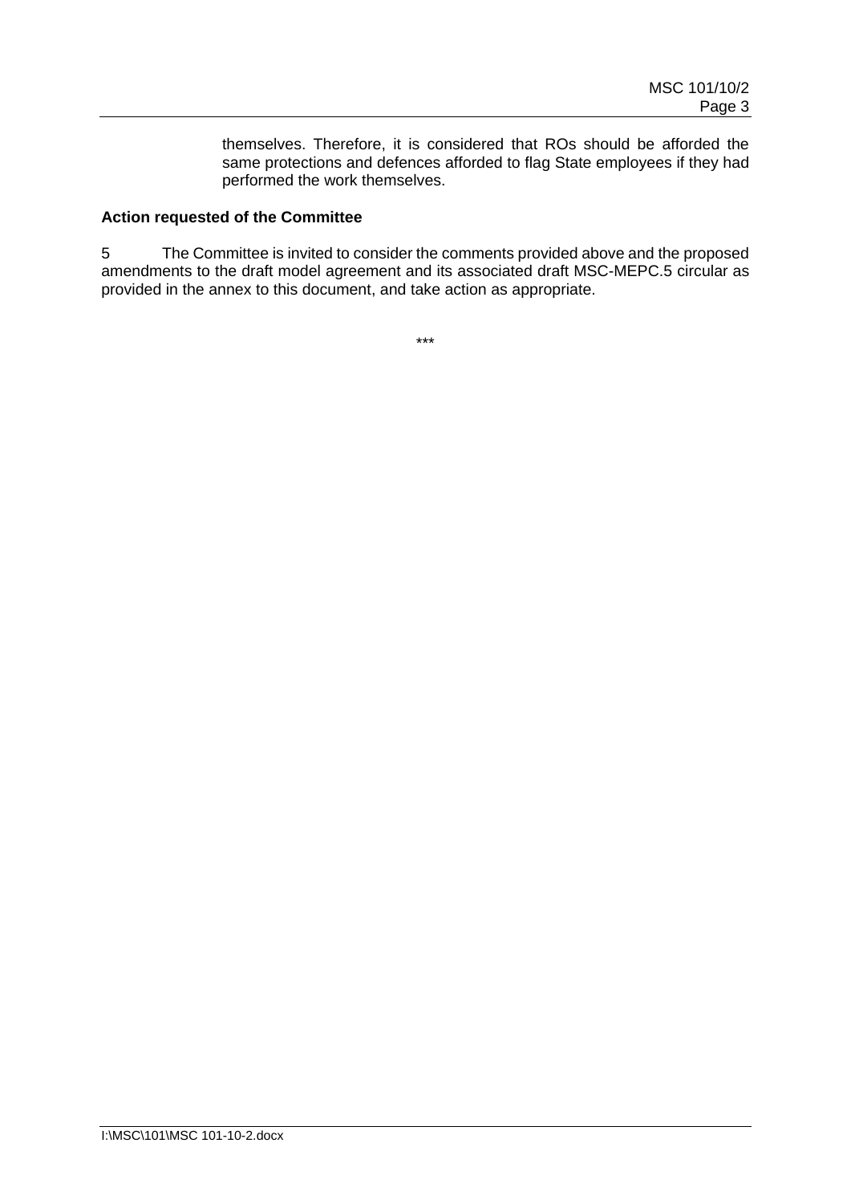themselves. Therefore, it is considered that ROs should be afforded the same protections and defences afforded to flag State employees if they had performed the work themselves.

**Action requested of the Committee**

5 The Committee is invited to consider the comments provided above and the proposed amendments to the draft model agreement and its associated draft MSC-MEPC.5 circular as provided in the annex to this document, and take action as appropriate.

***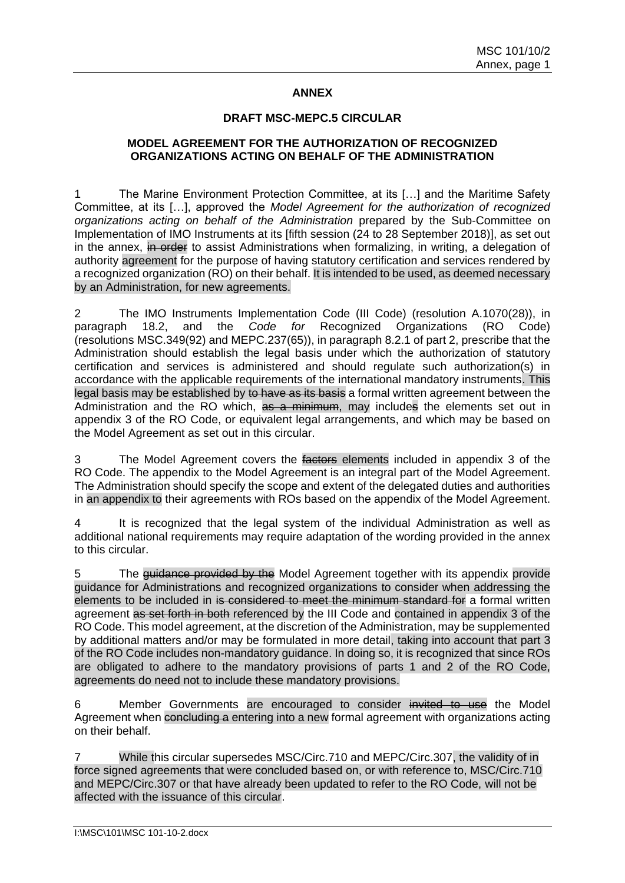**ANNEX**

**DRAFT MSC-MEPC.5 CIRCULAR**

**MODEL AGREEMENT FOR THE AUTHORIZATION OF RECOGNIZED ORGANIZATIONS ACTING ON BEHALF OF THE ADMINISTRATION**

1 The Marine Environment Protection Committee, at its […] and the Maritime Safety Committee, at its […], approved the *Model Agreement for the authorization of recognized organizations acting on behalf of the Administration* prepared by the Sub-Committee on Implementation of IMO Instruments at its [fifth session (24 to 28 September 2018)], as set out in the annex, ~~in order~~ to assist Administrations when formalizing, in writing, a delegation of authority agreement for the purpose of having statutory certification and services rendered by a recognized organization (RO) on their behalf. It is intended to be used, as deemed necessary by an Administration, for new agreements.

2 The IMO Instruments Implementation Code (III Code) (resolution A.1070(28)), in paragraph 18.2, and the *Code for* Recognized Organizations (RO Code) (resolutions MSC.349(92) and MEPC.237(65)), in paragraph 8.2.1 of part 2, prescribe that the Administration should establish the legal basis under which the authorization of statutory certification and services is administered and should regulate such authorization(s) in accordance with the applicable requirements of the international mandatory instruments. This legal basis may be established by ~~to have as its basis~~ a formal written agreement between the Administration and the RO which, ~~as a minimum~~, may include~~s~~ the elements set out in appendix 3 of the RO Code, or equivalent legal arrangements, and which may be based on the Model Agreement as set out in this circular.

3 The Model Agreement covers the ~~factors~~ elements included in appendix 3 of the RO Code. The appendix to the Model Agreement is an integral part of the Model Agreement. The Administration should specify the scope and extent of the delegated duties and authorities in an appendix to their agreements with ROs based on the appendix of the Model Agreement.

4 It is recognized that the legal system of the individual Administration as well as additional national requirements may require adaptation of the wording provided in the annex to this circular.

5 The ~~guidance provided by the~~ Model Agreement together with its appendix provide guidance for Administrations and recognized organizations to consider when addressing the elements to be included in ~~is considered to meet the minimum standard for~~ a formal written agreement ~~as set forth in both~~ referenced by the III Code and contained in appendix 3 of the RO Code. This model agreement, at the discretion of the Administration, may be supplemented by additional matters and/or may be formulated in more detail, taking into account that part 3 of the RO Code includes non-mandatory guidance. In doing so, it is recognized that since ROs are obligated to adhere to the mandatory provisions of parts 1 and 2 of the RO Code, agreements do need not to include these mandatory provisions.

6 Member Governments are encouraged to consider ~~invited to use~~ the Model Agreement when ~~concluding a~~ entering into a new formal agreement with organizations acting on their behalf.

7 While this circular supersedes MSC/Circ.710 and MEPC/Circ.307, the validity of in force signed agreements that were concluded based on, or with reference to, MSC/Circ.710 and MEPC/Circ.307 or that have already been updated to refer to the RO Code, will not be affected with the issuance of this circular.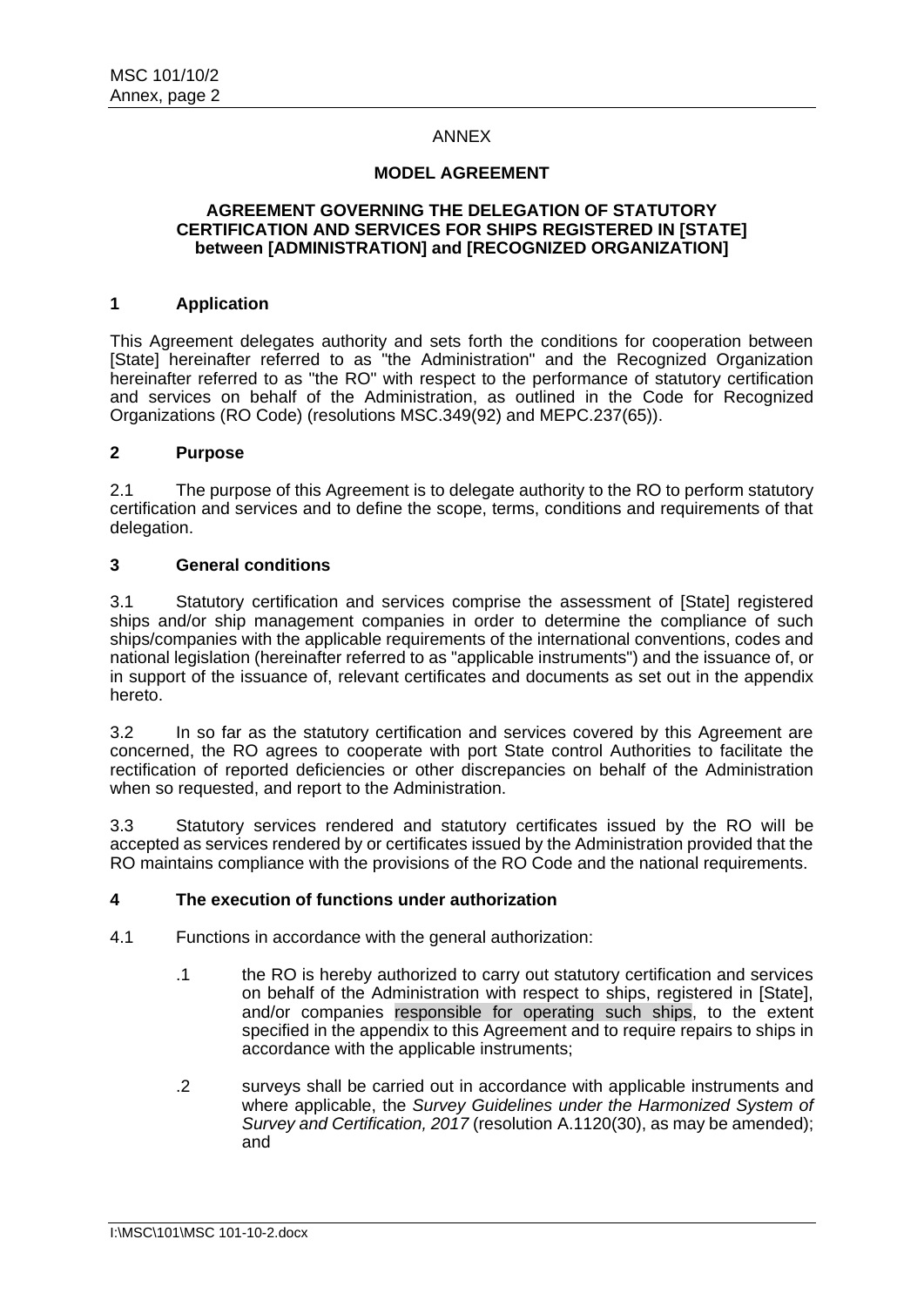ANNEX

**MODEL AGREEMENT**

**AGREEMENT GOVERNING THE DELEGATION OF STATUTORY CERTIFICATION AND SERVICES FOR SHIPS REGISTERED IN [STATE] between [ADMINISTRATION] and [RECOGNIZED ORGANIZATION]**

## 1 Application

This Agreement delegates authority and sets forth the conditions for cooperation between [State] hereinafter referred to as "the Administration" and the Recognized Organization hereinafter referred to as "the RO" with respect to the performance of statutory certification and services on behalf of the Administration, as outlined in the Code for Recognized Organizations (RO Code) (resolutions MSC.349(92) and MEPC.237(65)).

## 2 Purpose

2.1 The purpose of this Agreement is to delegate authority to the RO to perform statutory certification and services and to define the scope, terms, conditions and requirements of that delegation.

## 3 General conditions

3.1 Statutory certification and services comprise the assessment of [State] registered ships and/or ship management companies in order to determine the compliance of such ships/companies with the applicable requirements of the international conventions, codes and national legislation (hereinafter referred to as "applicable instruments") and the issuance of, or in support of the issuance of, relevant certificates and documents as set out in the appendix hereto.

3.2 In so far as the statutory certification and services covered by this Agreement are concerned, the RO agrees to cooperate with port State control Authorities to facilitate the rectification of reported deficiencies or other discrepancies on behalf of the Administration when so requested, and report to the Administration.

3.3 Statutory services rendered and statutory certificates issued by the RO will be accepted as services rendered by or certificates issued by the Administration provided that the RO maintains compliance with the provisions of the RO Code and the national requirements.

## 4 The execution of functions under authorization

4.1 Functions in accordance with the general authorization:

.1 the RO is hereby authorized to carry out statutory certification and services on behalf of the Administration with respect to ships, registered in [State], and/or companies responsible for operating such ships, to the extent specified in the appendix to this Agreement and to require repairs to ships in accordance with the applicable instruments;

.2 surveys shall be carried out in accordance with applicable instruments and where applicable, the *Survey Guidelines under the Harmonized System of Survey and Certification, 2017* (resolution A.1120(30), as may be amended); and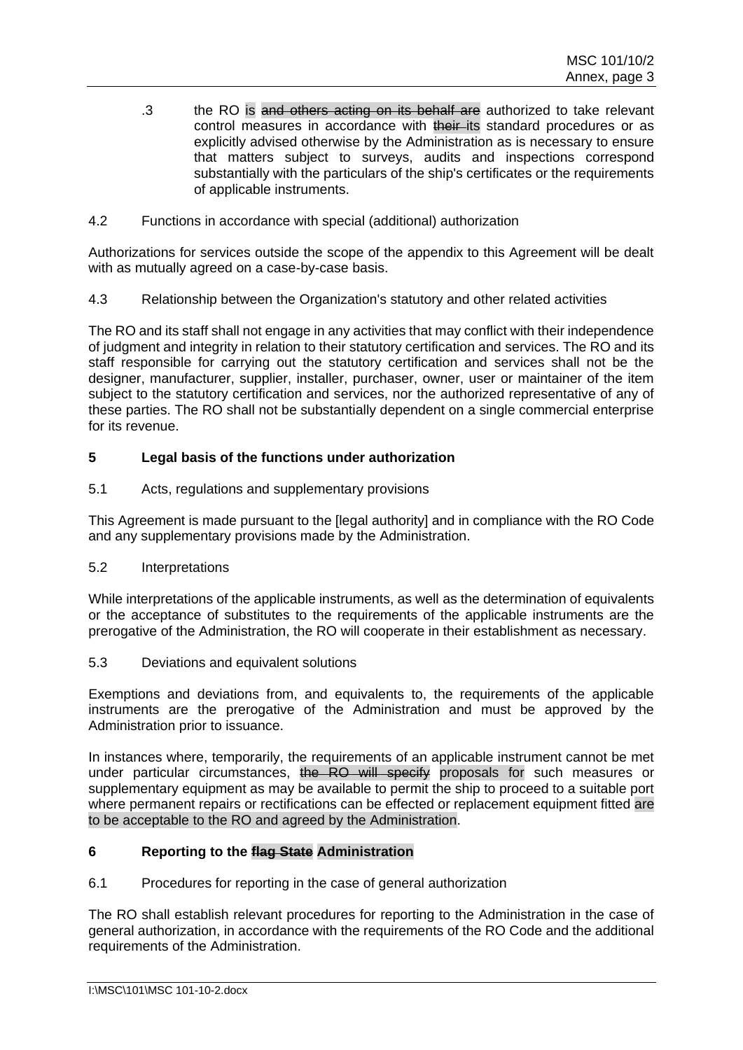.3 the RO is ~~and others acting on its behalf are~~ authorized to take relevant control measures in accordance with ~~their~~ its standard procedures or as explicitly advised otherwise by the Administration as is necessary to ensure that matters subject to surveys, audits and inspections correspond substantially with the particulars of the ship's certificates or the requirements of applicable instruments.

4.2 Functions in accordance with special (additional) authorization

Authorizations for services outside the scope of the appendix to this Agreement will be dealt with as mutually agreed on a case-by-case basis.

4.3 Relationship between the Organization's statutory and other related activities

The RO and its staff shall not engage in any activities that may conflict with their independence of judgment and integrity in relation to their statutory certification and services. The RO and its staff responsible for carrying out the statutory certification and services shall not be the designer, manufacturer, supplier, installer, purchaser, owner, user or maintainer of the item subject to the statutory certification and services, nor the authorized representative of any of these parties. The RO shall not be substantially dependent on a single commercial enterprise for its revenue.

## 5 Legal basis of the functions under authorization

5.1 Acts, regulations and supplementary provisions

This Agreement is made pursuant to the [legal authority] and in compliance with the RO Code and any supplementary provisions made by the Administration.

5.2 Interpretations

While interpretations of the applicable instruments, as well as the determination of equivalents or the acceptance of substitutes to the requirements of the applicable instruments are the prerogative of the Administration, the RO will cooperate in their establishment as necessary.

5.3 Deviations and equivalent solutions

Exemptions and deviations from, and equivalents to, the requirements of the applicable instruments are the prerogative of the Administration and must be approved by the Administration prior to issuance.

In instances where, temporarily, the requirements of an applicable instrument cannot be met under particular circumstances, ~~the RO will specify~~ proposals for such measures or supplementary equipment as may be available to permit the ship to proceed to a suitable port where permanent repairs or rectifications can be effected or replacement equipment fitted are to be acceptable to the RO and agreed by the Administration.

## 6 Reporting to the ~~flag State~~ Administration

6.1 Procedures for reporting in the case of general authorization

The RO shall establish relevant procedures for reporting to the Administration in the case of general authorization, in accordance with the requirements of the RO Code and the additional requirements of the Administration.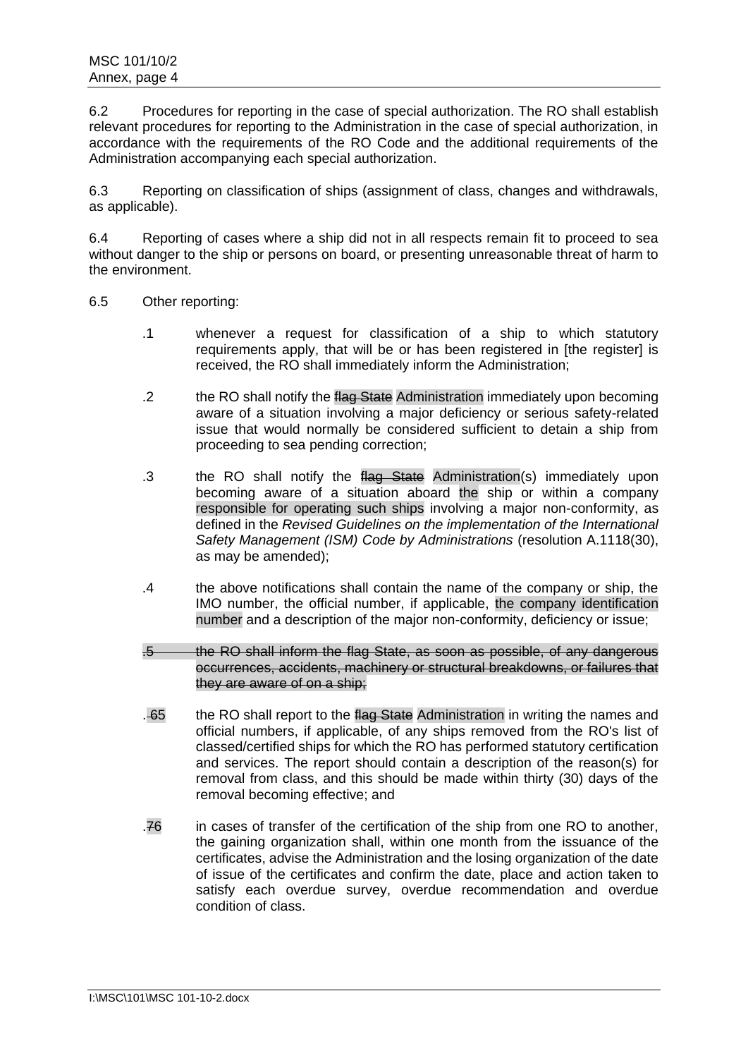6.2 Procedures for reporting in the case of special authorization. The RO shall establish relevant procedures for reporting to the Administration in the case of special authorization, in accordance with the requirements of the RO Code and the additional requirements of the Administration accompanying each special authorization.

6.3 Reporting on classification of ships (assignment of class, changes and withdrawals, as applicable).

6.4 Reporting of cases where a ship did not in all respects remain fit to proceed to sea without danger to the ship or persons on board, or presenting unreasonable threat of harm to the environment.

6.5 Other reporting:

.1 whenever a request for classification of a ship to which statutory requirements apply, that will be or has been registered in [the register] is received, the RO shall immediately inform the Administration;

.2 the RO shall notify the ~~flag State~~ Administration immediately upon becoming aware of a situation involving a major deficiency or serious safety-related issue that would normally be considered sufficient to detain a ship from proceeding to sea pending correction;

.3 the RO shall notify the ~~flag State~~ Administration(s) immediately upon becoming aware of a situation aboard the ship or within a company responsible for operating such ships involving a major non-conformity, as defined in the *Revised Guidelines on the implementation of the International Safety Management (ISM) Code by Administrations* (resolution A.1118(30), as may be amended);

.4 the above notifications shall contain the name of the company or ship, the IMO number, the official number, if applicable, the company identification number and a description of the major non-conformity, deficiency or issue;

~~.5 the RO shall inform the flag State, as soon as possible, of any dangerous occurrences, accidents, machinery or structural breakdowns, or failures that they are aware of on a ship;~~

.~~6~~5 the RO shall report to the ~~flag State~~ Administration in writing the names and official numbers, if applicable, of any ships removed from the RO's list of classed/certified ships for which the RO has performed statutory certification and services. The report should contain a description of the reason(s) for removal from class, and this should be made within thirty (30) days of the removal becoming effective; and

.~~7~~6 in cases of transfer of the certification of the ship from one RO to another, the gaining organization shall, within one month from the issuance of the certificates, advise the Administration and the losing organization of the date of issue of the certificates and confirm the date, place and action taken to satisfy each overdue survey, overdue recommendation and overdue condition of class.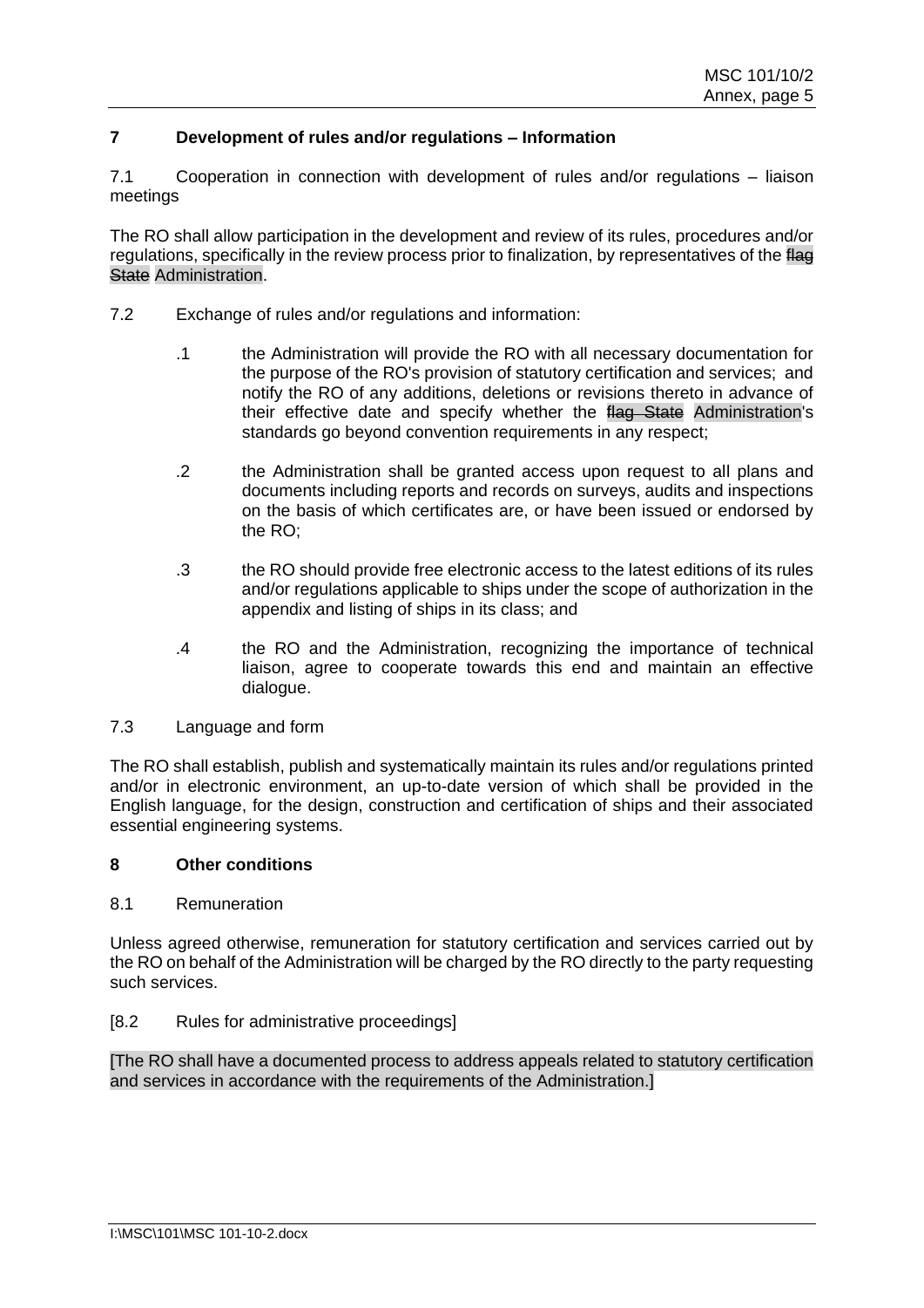## 7 Development of rules and/or regulations – Information

7.1 Cooperation in connection with development of rules and/or regulations – liaison meetings

The RO shall allow participation in the development and review of its rules, procedures and/or regulations, specifically in the review process prior to finalization, by representatives of the ~~flag State~~ Administration.

7.2 Exchange of rules and/or regulations and information:

.1 the Administration will provide the RO with all necessary documentation for the purpose of the RO's provision of statutory certification and services; and notify the RO of any additions, deletions or revisions thereto in advance of their effective date and specify whether the ~~flag State~~ Administration's standards go beyond convention requirements in any respect;

.2 the Administration shall be granted access upon request to all plans and documents including reports and records on surveys, audits and inspections on the basis of which certificates are, or have been issued or endorsed by the RO;

.3 the RO should provide free electronic access to the latest editions of its rules and/or regulations applicable to ships under the scope of authorization in the appendix and listing of ships in its class; and

.4 the RO and the Administration, recognizing the importance of technical liaison, agree to cooperate towards this end and maintain an effective dialogue.

7.3 Language and form

The RO shall establish, publish and systematically maintain its rules and/or regulations printed and/or in electronic environment, an up-to-date version of which shall be provided in the English language, for the design, construction and certification of ships and their associated essential engineering systems.

## 8 Other conditions

8.1 Remuneration

Unless agreed otherwise, remuneration for statutory certification and services carried out by the RO on behalf of the Administration will be charged by the RO directly to the party requesting such services.

[8.2 Rules for administrative proceedings]

[The RO shall have a documented process to address appeals related to statutory certification and services in accordance with the requirements of the Administration.]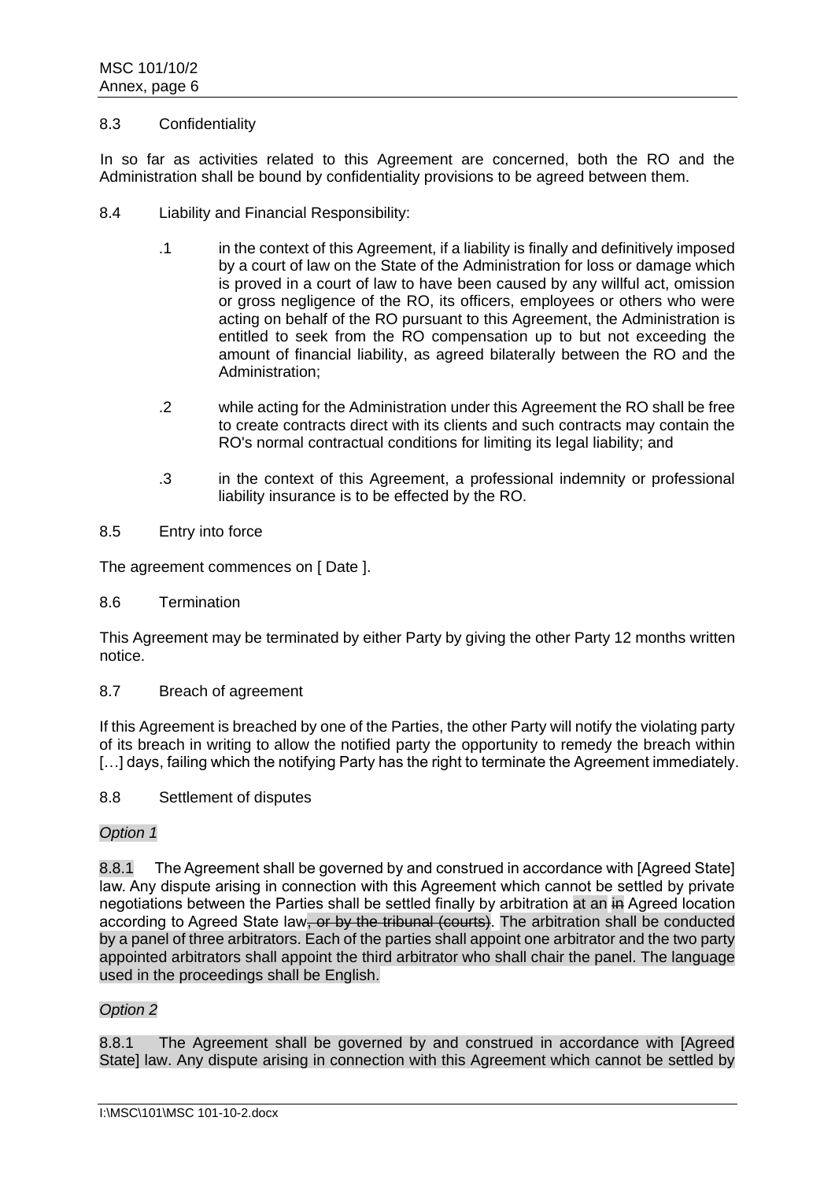## 8.3 Confidentiality

In so far as activities related to this Agreement are concerned, both the RO and the Administration shall be bound by confidentiality provisions to be agreed between them.

## 8.4 Liability and Financial Responsibility:

.1 in the context of this Agreement, if a liability is finally and definitively imposed by a court of law on the State of the Administration for loss or damage which is proved in a court of law to have been caused by any willful act, omission or gross negligence of the RO, its officers, employees or others who were acting on behalf of the RO pursuant to this Agreement, the Administration is entitled to seek from the RO compensation up to but not exceeding the amount of financial liability, as agreed bilaterally between the RO and the Administration;

.2 while acting for the Administration under this Agreement the RO shall be free to create contracts direct with its clients and such contracts may contain the RO's normal contractual conditions for limiting its legal liability; and

.3 in the context of this Agreement, a professional indemnity or professional liability insurance is to be effected by the RO.

## 8.5 Entry into force

The agreement commences on [ Date ].

## 8.6 Termination

This Agreement may be terminated by either Party by giving the other Party 12 months written notice.

## 8.7 Breach of agreement

If this Agreement is breached by one of the Parties, the other Party will notify the violating party of its breach in writing to allow the notified party the opportunity to remedy the breach within […] days, failing which the notifying Party has the right to terminate the Agreement immediately.

## 8.8 Settlement of disputes

*Option 1*

8.8.1 The Agreement shall be governed by and construed in accordance with [Agreed State] law. Any dispute arising in connection with this Agreement which cannot be settled by private negotiations between the Parties shall be settled finally by arbitration at an ~~in~~ Agreed location according to Agreed State law~~, or by the tribunal (courts)~~. The arbitration shall be conducted by a panel of three arbitrators. Each of the parties shall appoint one arbitrator and the two party appointed arbitrators shall appoint the third arbitrator who shall chair the panel. The language used in the proceedings shall be English.

*Option 2*

8.8.1 The Agreement shall be governed by and construed in accordance with [Agreed State] law. Any dispute arising in connection with this Agreement which cannot be settled by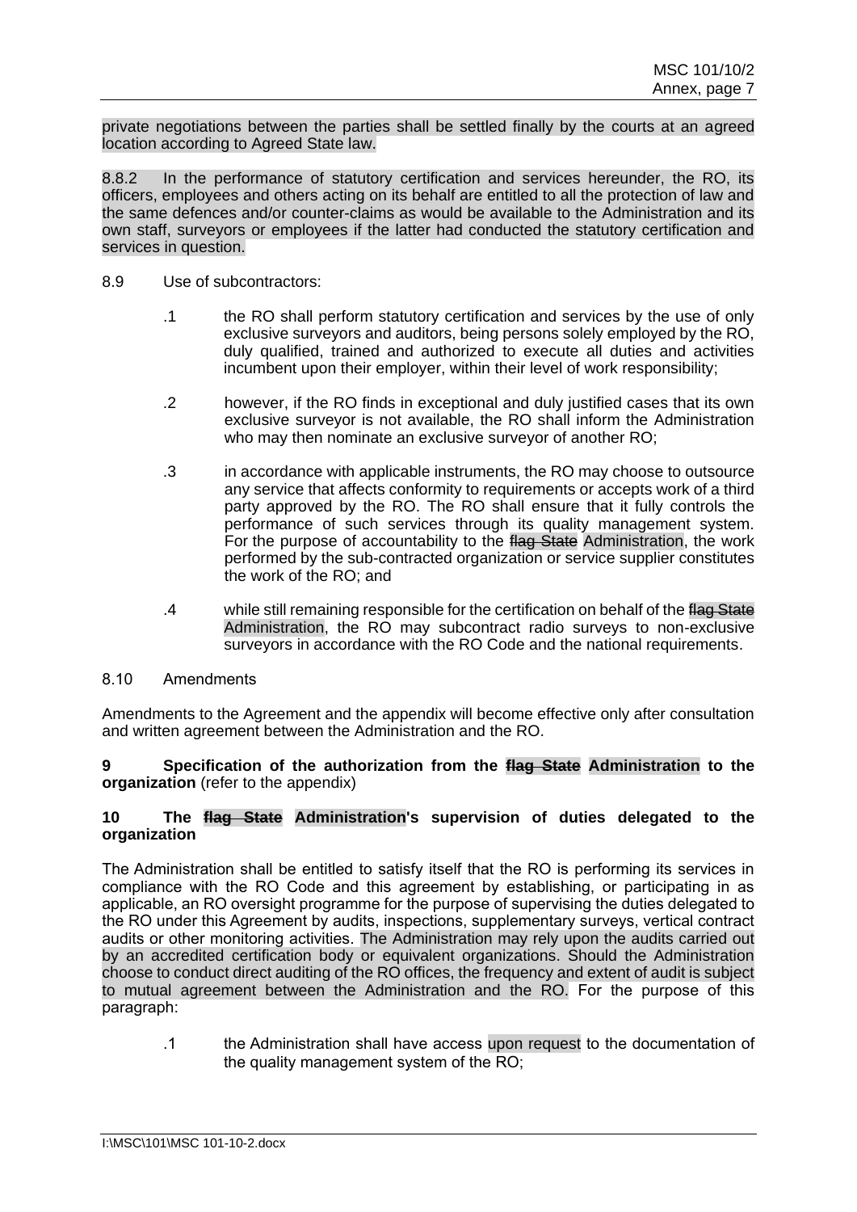private negotiations between the parties shall be settled finally by the courts at an agreed location according to Agreed State law.

8.8.2 In the performance of statutory certification and services hereunder, the RO, its officers, employees and others acting on its behalf are entitled to all the protection of law and the same defences and/or counter-claims as would be available to the Administration and its own staff, surveyors or employees if the latter had conducted the statutory certification and services in question.

8.9 Use of subcontractors:

.1 the RO shall perform statutory certification and services by the use of only exclusive surveyors and auditors, being persons solely employed by the RO, duly qualified, trained and authorized to execute all duties and activities incumbent upon their employer, within their level of work responsibility;

.2 however, if the RO finds in exceptional and duly justified cases that its own exclusive surveyor is not available, the RO shall inform the Administration who may then nominate an exclusive surveyor of another RO;

.3 in accordance with applicable instruments, the RO may choose to outsource any service that affects conformity to requirements or accepts work of a third party approved by the RO. The RO shall ensure that it fully controls the performance of such services through its quality management system. For the purpose of accountability to the ~~flag State~~ Administration, the work performed by the sub-contracted organization or service supplier constitutes the work of the RO; and

.4 while still remaining responsible for the certification on behalf of the ~~flag State~~ Administration, the RO may subcontract radio surveys to non-exclusive surveyors in accordance with the RO Code and the national requirements.

8.10 Amendments

Amendments to the Agreement and the appendix will become effective only after consultation and written agreement between the Administration and the RO.

**9 Specification of the authorization from the ~~flag State~~ Administration to the organization** (refer to the appendix)

**10 The ~~flag State~~ Administration's supervision of duties delegated to the organization**

The Administration shall be entitled to satisfy itself that the RO is performing its services in compliance with the RO Code and this agreement by establishing, or participating in as applicable, an RO oversight programme for the purpose of supervising the duties delegated to the RO under this Agreement by audits, inspections, supplementary surveys, vertical contract audits or other monitoring activities. The Administration may rely upon the audits carried out by an accredited certification body or equivalent organizations. Should the Administration choose to conduct direct auditing of the RO offices, the frequency and extent of audit is subject to mutual agreement between the Administration and the RO. For the purpose of this paragraph:

.1 the Administration shall have access upon request to the documentation of the quality management system of the RO;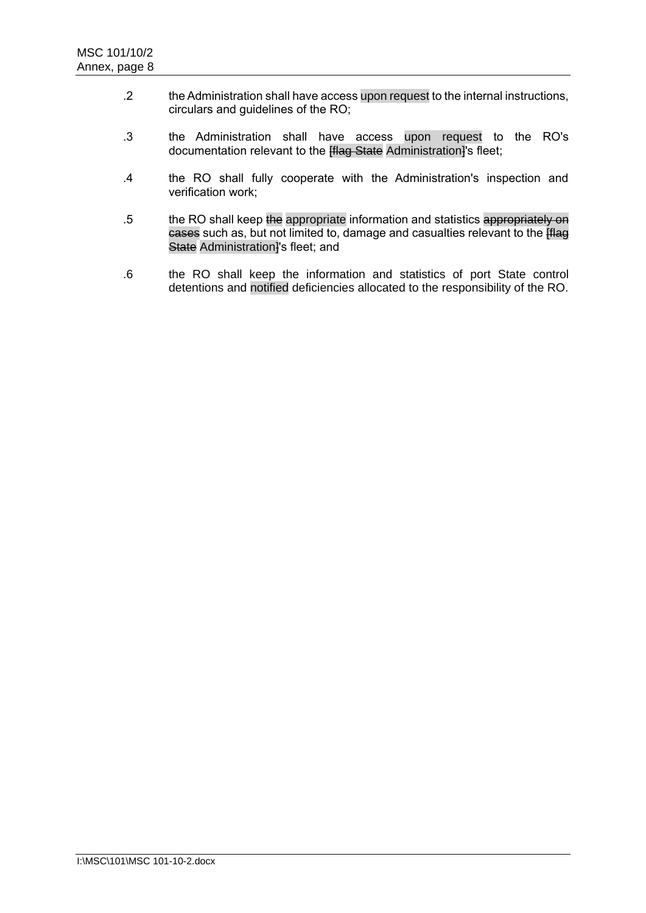.2 the Administration shall have access upon request to the internal instructions, circulars and guidelines of the RO;

.3 the Administration shall have access upon request to the RO's documentation relevant to the ~~[flag State~~ Administration~~]~~'s fleet;

.4 the RO shall fully cooperate with the Administration's inspection and verification work;

.5 the RO shall keep ~~the~~ appropriate information and statistics ~~appropriately on cases~~ such as, but not limited to, damage and casualties relevant to the ~~[flag State~~ Administration~~]~~'s fleet; and

.6 the RO shall keep the information and statistics of port State control detentions and notified deficiencies allocated to the responsibility of the RO.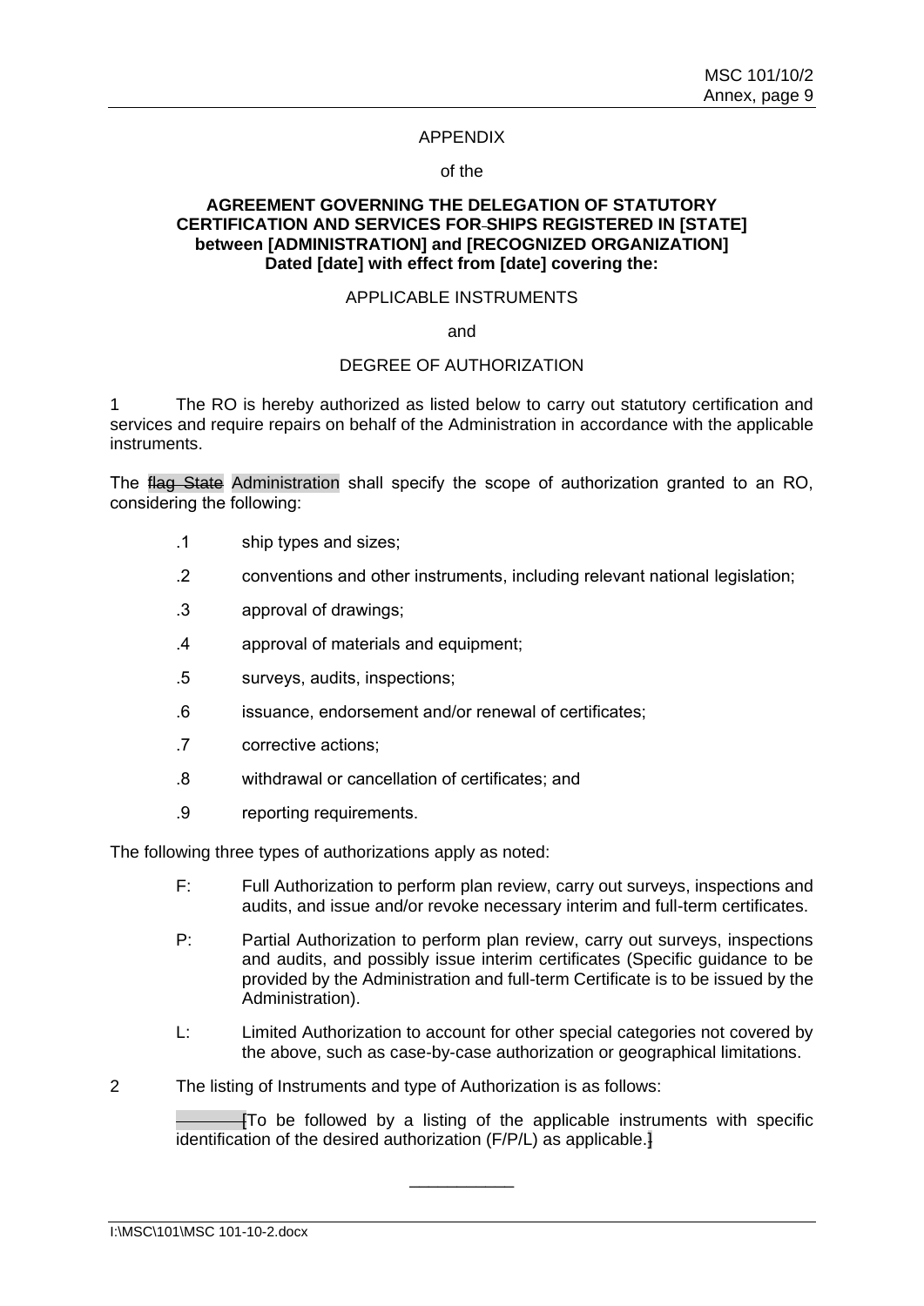APPENDIX

of the

**AGREEMENT GOVERNING THE DELEGATION OF STATUTORY CERTIFICATION AND SERVICES FOR SHIPS REGISTERED IN [STATE] between [ADMINISTRATION] and [RECOGNIZED ORGANIZATION] Dated [date] with effect from [date] covering the:**

APPLICABLE INSTRUMENTS

and

DEGREE OF AUTHORIZATION

1 The RO is hereby authorized as listed below to carry out statutory certification and services and require repairs on behalf of the Administration in accordance with the applicable instruments.

The ~~flag State~~ Administration shall specify the scope of authorization granted to an RO, considering the following:

.1 ship types and sizes;

.2 conventions and other instruments, including relevant national legislation;

.3 approval of drawings;

.4 approval of materials and equipment;

.5 surveys, audits, inspections;

.6 issuance, endorsement and/or renewal of certificates;

.7 corrective actions;

.8 withdrawal or cancellation of certificates; and

.9 reporting requirements.

The following three types of authorizations apply as noted:

F: Full Authorization to perform plan review, carry out surveys, inspections and audits, and issue and/or revoke necessary interim and full-term certificates.

P: Partial Authorization to perform plan review, carry out surveys, inspections and audits, and possibly issue interim certificates (Specific guidance to be provided by the Administration and full-term Certificate is to be issued by the Administration).

L: Limited Authorization to account for other special categories not covered by the above, such as case-by-case authorization or geographical limitations.

2 The listing of Instruments and type of Authorization is as follows:

~~[~~To be followed by a listing of the applicable instruments with specific identification of the desired authorization (F/P/L) as applicable.~~]~~